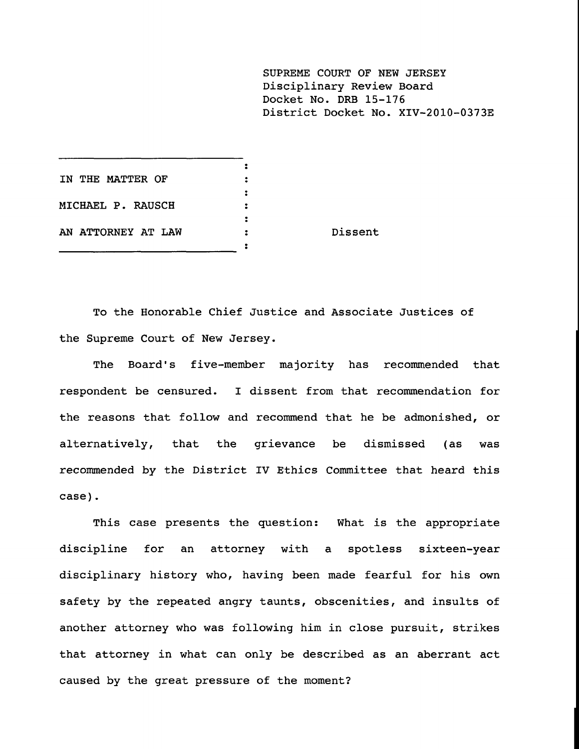SUPREME COURT OF NEW JERSEY
Disciplinary Review Board
Docket No. DRB 15-176
District Docket No. XIV-2010-0373E

IN THE MATTER OF

MICHAEL P. RAUSCH

AN ATTORNEY AT LAW

Dissent

To the Honorable Chief Justice and Associate Justices of the Supreme Court of New Jersey.

The Board's five-member majority has recommended that respondent be censured. I dissent from that recommendation for the reasons that follow and recommend that he be admonished, or alternatively, that the grievance be dismissed (as was recommended by the District IV Ethics Committee that heard this case).

This case presents the question: What is the appropriate discipline for an attorney with a spotless sixteen-year disciplinary history who, having been made fearful for his own safety by the repeated angry taunts, obscenities, and insults of another attorney who was following him in close pursuit, strikes that attorney in what can only be described as an aberrant act caused by the great pressure of the moment?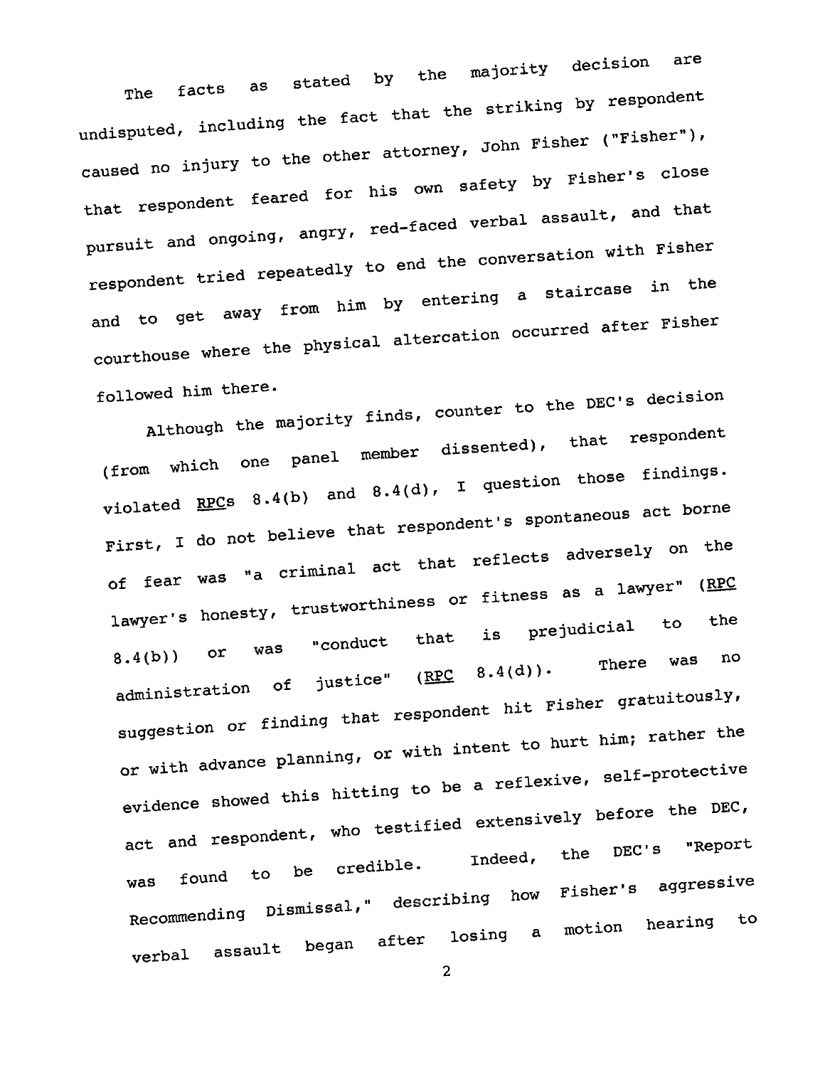The facts as stated by the majority decision are undisputed, including the fact that the striking by respondent caused no injury to the other attorney, John Fisher ("Fisher"), that respondent feared for his own safety by Fisher's close pursuit and ongoing, angry, red-faced verbal assault, and that respondent tried repeatedly to end the conversation with Fisher and to get away from him by entering a staircase in the courthouse where the physical altercation occurred after Fisher followed him there.

Although the majority finds, counter to the DEC's decision (from which one panel member dissented), that respondent violated RPCs 8.4(b) and 8.4(d), I question those findings. First, I do not believe that respondent's spontaneous act borne of fear was "a criminal act that reflects adversely on the lawyer's honesty, trustworthiness or fitness as a lawyer" (RPC 8.4(b)) or was "conduct that is prejudicial to the administration of justice" (RPC 8.4(d)). There was no suggestion or finding that respondent hit Fisher gratuitously, or with advance planning, or with intent to hurt him; rather the evidence showed this hitting to be a reflexive, self-protective act and respondent, who testified extensively before the DEC, was found to be credible. Indeed, the DEC's "Report Recommending Dismissal," describing how Fisher's aggressive verbal assault began after losing a motion hearing to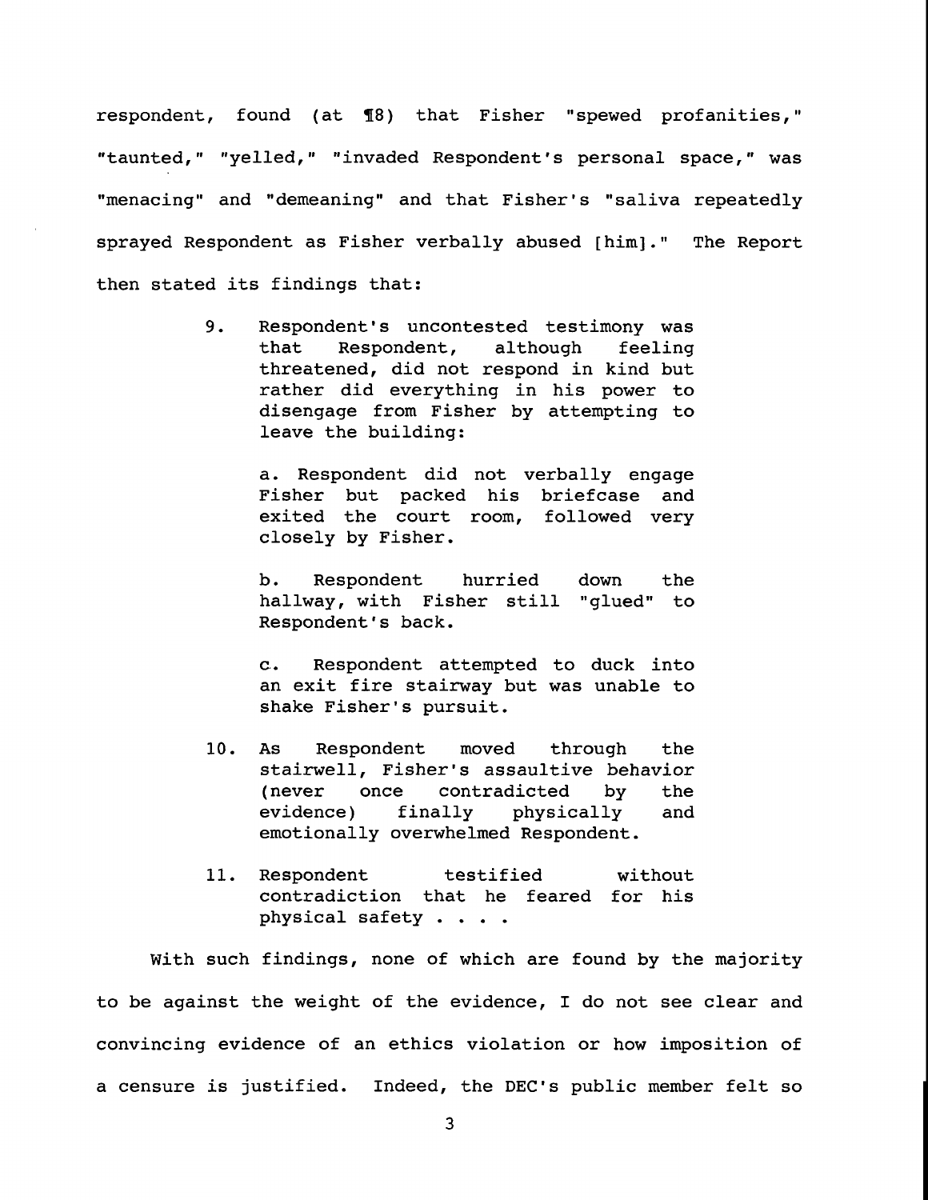respondent, found (at ¶8) that Fisher "spewed profanities," "taunted," "yelled," "invaded Respondent's personal space," was "menacing" and "demeaning" and that Fisher's "saliva repeatedly sprayed Respondent as Fisher verbally abused [him]." The Report then stated its findings that:

> 9. Respondent's uncontested testimony was that Respondent, although feeling threatened, did not respond in kind but rather did everything in his power to disengage from Fisher by attempting to leave the building:
>
> a. Respondent did not verbally engage Fisher but packed his briefcase and exited the court room, followed very closely by Fisher.
>
> b. Respondent hurried down the hallway, with Fisher still "glued" to Respondent's back.
>
> c. Respondent attempted to duck into an exit fire stairway but was unable to shake Fisher's pursuit.
>
> 10. As Respondent moved through the stairwell, Fisher's assaultive behavior (never once contradicted by the evidence) finally physically and emotionally overwhelmed Respondent.
>
> 11. Respondent testified without contradiction that he feared for his physical safety . . . .

With such findings, none of which are found by the majority to be against the weight of the evidence, I do not see clear and convincing evidence of an ethics violation or how imposition of a censure is justified. Indeed, the DEC's public member felt so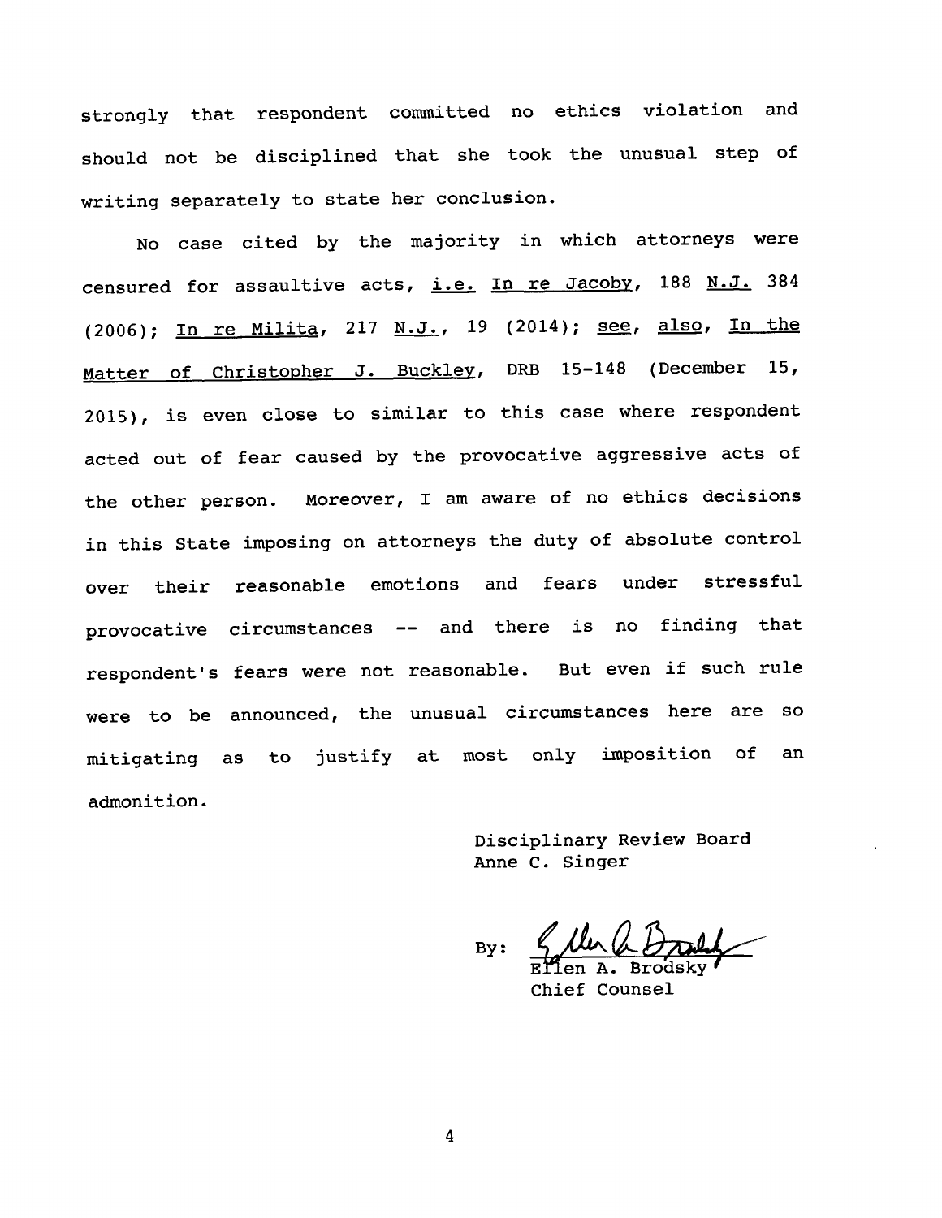strongly that respondent committed no ethics violation and should not be disciplined that she took the unusual step of writing separately to state her conclusion.

No case cited by the majority in which attorneys were censured for assaultive acts, i.e. In re Jacoby, 188 N.J. 384 (2006); In re Milita, 217 N.J., 19 (2014); see, also, In the Matter of Christopher J. Buckley, DRB 15-148 (December 15, 2015), is even close to similar to this case where respondent acted out of fear caused by the provocative aggressive acts of the other person. Moreover, I am aware of no ethics decisions in this State imposing on attorneys the duty of absolute control over their reasonable emotions and fears under stressful provocative circumstances -- and there is no finding that respondent's fears were not reasonable. But even if such rule were to be announced, the unusual circumstances here are so mitigating as to justify at most only imposition of an admonition.

Disciplinary Review Board
Anne C. Singer

By: Ellen A. Brodsky
Chief Counsel